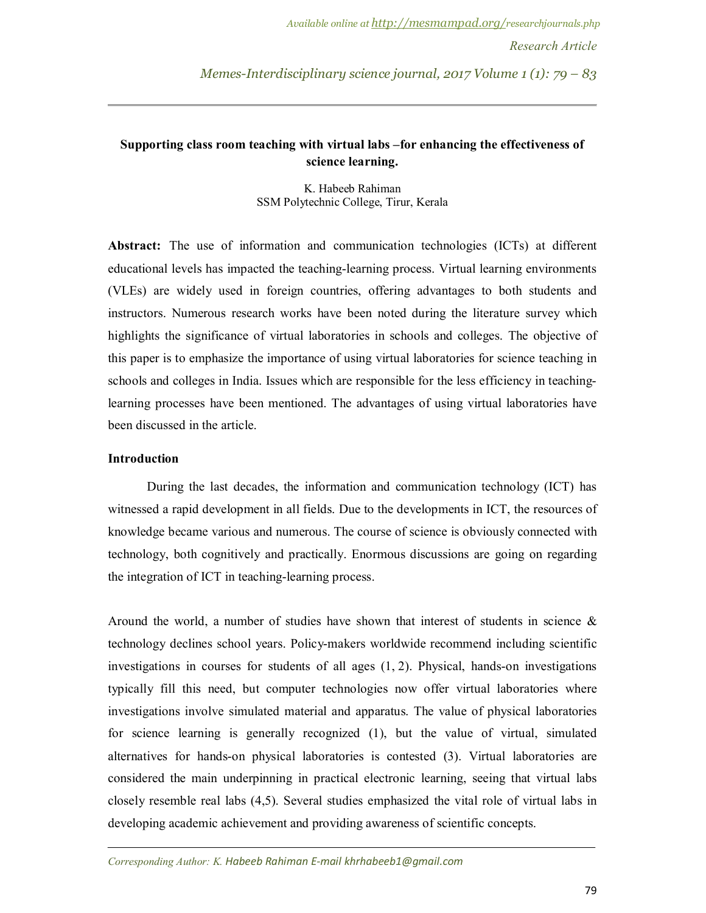# Supporting class room teaching with virtual labs –for enhancing the effectiveness of science learning.

K. Habeeb Rahiman
SSM Polytechnic College, Tirur, Kerala

**Abstract:** The use of information and communication technologies (ICTs) at different educational levels has impacted the teaching-learning process. Virtual learning environments (VLEs) are widely used in foreign countries, offering advantages to both students and instructors. Numerous research works have been noted during the literature survey which highlights the significance of virtual laboratories in schools and colleges. The objective of this paper is to emphasize the importance of using virtual laboratories for science teaching in schools and colleges in India. Issues which are responsible for the less efficiency in teaching-learning processes have been mentioned. The advantages of using virtual laboratories have been discussed in the article.

## Introduction

During the last decades, the information and communication technology (ICT) has witnessed a rapid development in all fields. Due to the developments in ICT, the resources of knowledge became various and numerous. The course of science is obviously connected with technology, both cognitively and practically. Enormous discussions are going on regarding the integration of ICT in teaching-learning process.

Around the world, a number of studies have shown that interest of students in science & technology declines school years. Policy-makers worldwide recommend including scientific investigations in courses for students of all ages (1, 2). Physical, hands-on investigations typically fill this need, but computer technologies now offer virtual laboratories where investigations involve simulated material and apparatus. The value of physical laboratories for science learning is generally recognized (1), but the value of virtual, simulated alternatives for hands-on physical laboratories is contested (3). Virtual laboratories are considered the main underpinning in practical electronic learning, seeing that virtual labs closely resemble real labs (4,5). Several studies emphasized the vital role of virtual labs in developing academic achievement and providing awareness of scientific concepts.

*Corresponding Author: K. Habeeb Rahiman E-mail khrhabeeb1@gmail.com*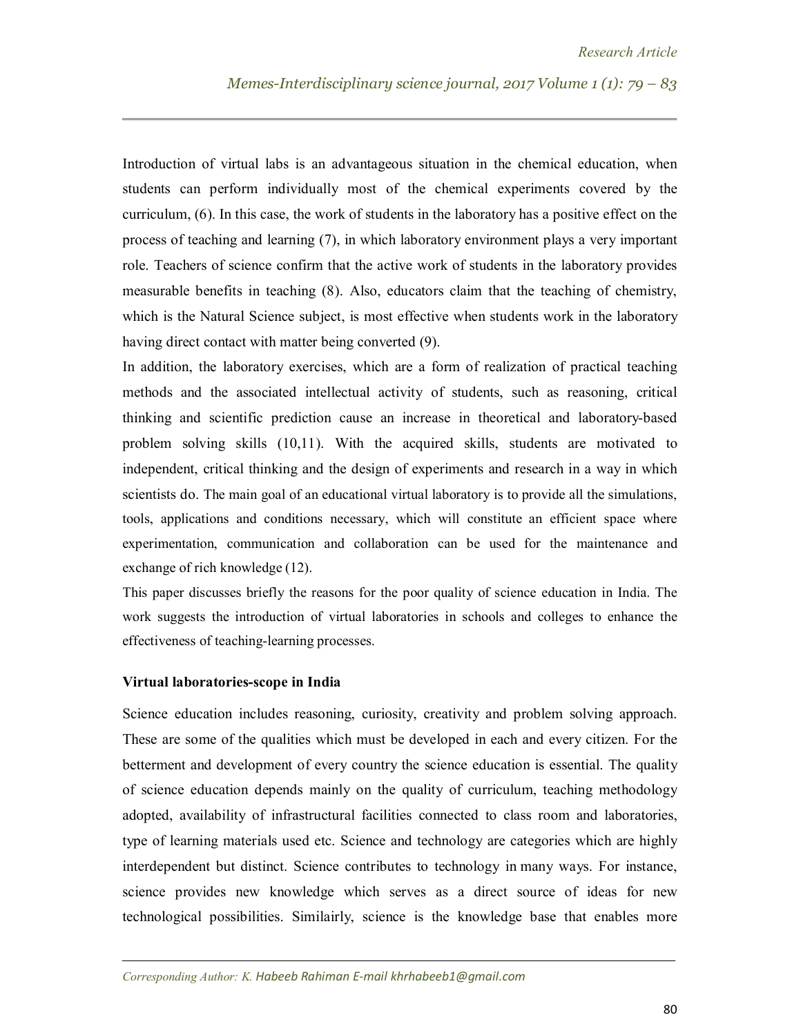Introduction of virtual labs is an advantageous situation in the chemical education, when students can perform individually most of the chemical experiments covered by the curriculum, (6). In this case, the work of students in the laboratory has a positive effect on the process of teaching and learning (7), in which laboratory environment plays a very important role. Teachers of science confirm that the active work of students in the laboratory provides measurable benefits in teaching (8). Also, educators claim that the teaching of chemistry, which is the Natural Science subject, is most effective when students work in the laboratory having direct contact with matter being converted (9).

In addition, the laboratory exercises, which are a form of realization of practical teaching methods and the associated intellectual activity of students, such as reasoning, critical thinking and scientific prediction cause an increase in theoretical and laboratory-based problem solving skills (10,11). With the acquired skills, students are motivated to independent, critical thinking and the design of experiments and research in a way in which scientists do. The main goal of an educational virtual laboratory is to provide all the simulations, tools, applications and conditions necessary, which will constitute an efficient space where experimentation, communication and collaboration can be used for the maintenance and exchange of rich knowledge (12).

This paper discusses briefly the reasons for the poor quality of science education in India. The work suggests the introduction of virtual laboratories in schools and colleges to enhance the effectiveness of teaching-learning processes.

**Virtual laboratories-scope in India**

Science education includes reasoning, curiosity, creativity and problem solving approach. These are some of the qualities which must be developed in each and every citizen. For the betterment and development of every country the science education is essential. The quality of science education depends mainly on the quality of curriculum, teaching methodology adopted, availability of infrastructural facilities connected to class room and laboratories, type of learning materials used etc. Science and technology are categories which are highly interdependent but distinct. Science contributes to technology in many ways. For instance, science provides new knowledge which serves as a direct source of ideas for new technological possibilities. Similairly, science is the knowledge base that enables more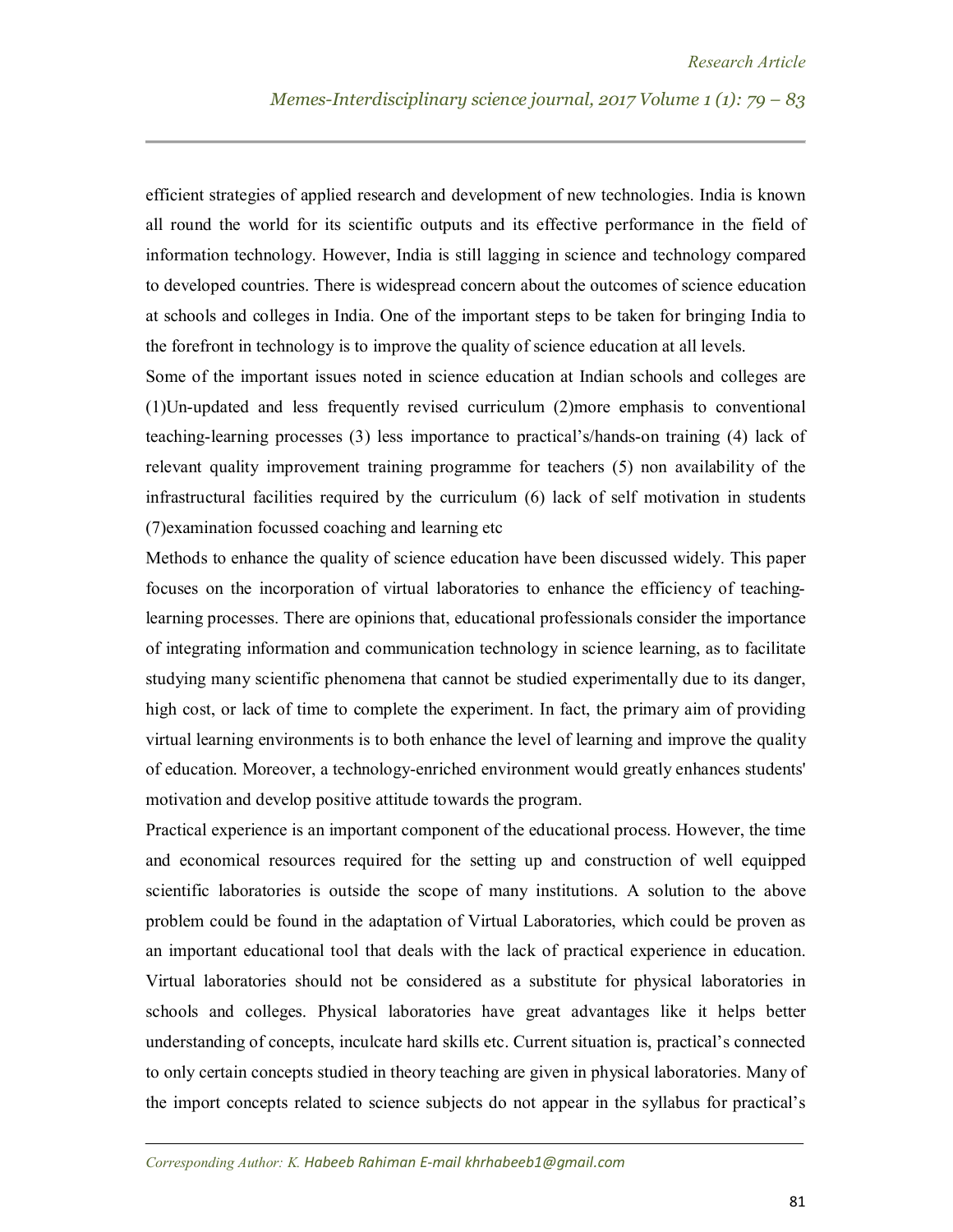efficient strategies of applied research and development of new technologies. India is known all round the world for its scientific outputs and its effective performance in the field of information technology. However, India is still lagging in science and technology compared to developed countries. There is widespread concern about the outcomes of science education at schools and colleges in India. One of the important steps to be taken for bringing India to the forefront in technology is to improve the quality of science education at all levels.

Some of the important issues noted in science education at Indian schools and colleges are (1)Un-updated and less frequently revised curriculum (2)more emphasis to conventional teaching-learning processes (3) less importance to practical's/hands-on training (4) lack of relevant quality improvement training programme for teachers (5) non availability of the infrastructural facilities required by the curriculum (6) lack of self motivation in students (7)examination focussed coaching and learning etc

Methods to enhance the quality of science education have been discussed widely. This paper focuses on the incorporation of virtual laboratories to enhance the efficiency of teaching-learning processes. There are opinions that, educational professionals consider the importance of integrating information and communication technology in science learning, as to facilitate studying many scientific phenomena that cannot be studied experimentally due to its danger, high cost, or lack of time to complete the experiment. In fact, the primary aim of providing virtual learning environments is to both enhance the level of learning and improve the quality of education. Moreover, a technology-enriched environment would greatly enhances students' motivation and develop positive attitude towards the program.

Practical experience is an important component of the educational process. However, the time and economical resources required for the setting up and construction of well equipped scientific laboratories is outside the scope of many institutions. A solution to the above problem could be found in the adaptation of Virtual Laboratories, which could be proven as an important educational tool that deals with the lack of practical experience in education. Virtual laboratories should not be considered as a substitute for physical laboratories in schools and colleges. Physical laboratories have great advantages like it helps better understanding of concepts, inculcate hard skills etc. Current situation is, practical's connected to only certain concepts studied in theory teaching are given in physical laboratories. Many of the import concepts related to science subjects do not appear in the syllabus for practical's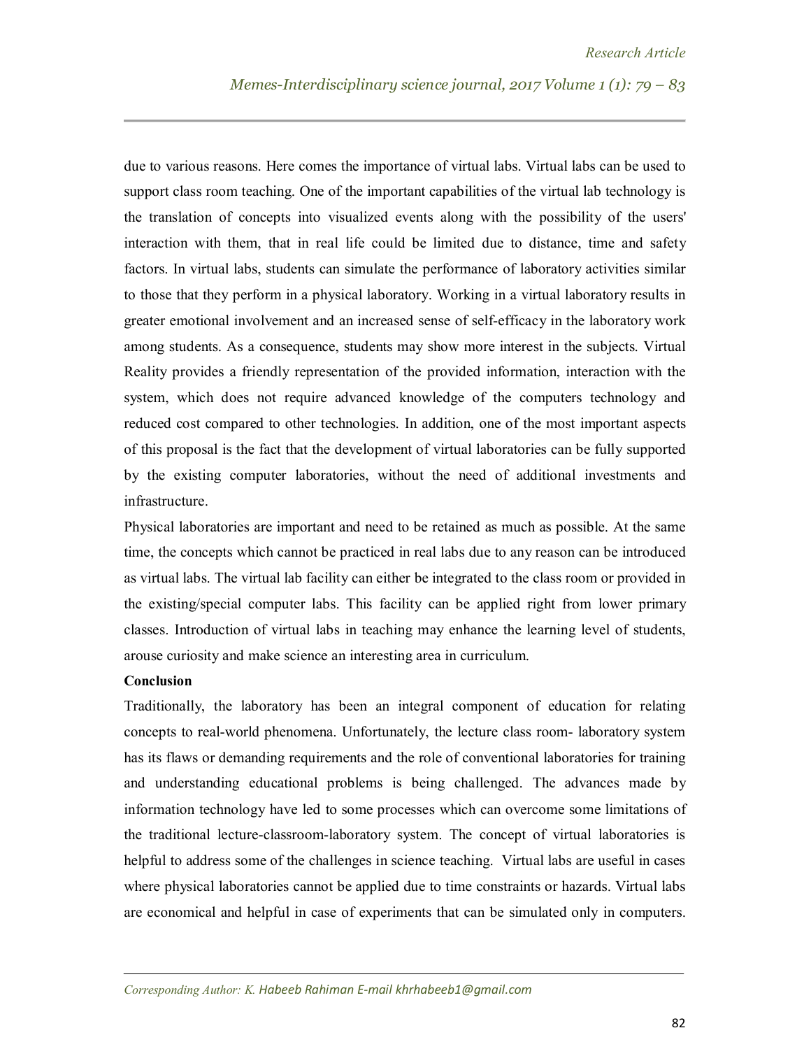due to various reasons. Here comes the importance of virtual labs. Virtual labs can be used to support class room teaching. One of the important capabilities of the virtual lab technology is the translation of concepts into visualized events along with the possibility of the users' interaction with them, that in real life could be limited due to distance, time and safety factors. In virtual labs, students can simulate the performance of laboratory activities similar to those that they perform in a physical laboratory. Working in a virtual laboratory results in greater emotional involvement and an increased sense of self-efficacy in the laboratory work among students. As a consequence, students may show more interest in the subjects. Virtual Reality provides a friendly representation of the provided information, interaction with the system, which does not require advanced knowledge of the computers technology and reduced cost compared to other technologies. In addition, one of the most important aspects of this proposal is the fact that the development of virtual laboratories can be fully supported by the existing computer laboratories, without the need of additional investments and infrastructure.

Physical laboratories are important and need to be retained as much as possible. At the same time, the concepts which cannot be practiced in real labs due to any reason can be introduced as virtual labs. The virtual lab facility can either be integrated to the class room or provided in the existing/special computer labs. This facility can be applied right from lower primary classes. Introduction of virtual labs in teaching may enhance the learning level of students, arouse curiosity and make science an interesting area in curriculum.

**Conclusion**

Traditionally, the laboratory has been an integral component of education for relating concepts to real-world phenomena. Unfortunately, the lecture class room- laboratory system has its flaws or demanding requirements and the role of conventional laboratories for training and understanding educational problems is being challenged. The advances made by information technology have led to some processes which can overcome some limitations of the traditional lecture-classroom-laboratory system. The concept of virtual laboratories is helpful to address some of the challenges in science teaching. Virtual labs are useful in cases where physical laboratories cannot be applied due to time constraints or hazards. Virtual labs are economical and helpful in case of experiments that can be simulated only in computers.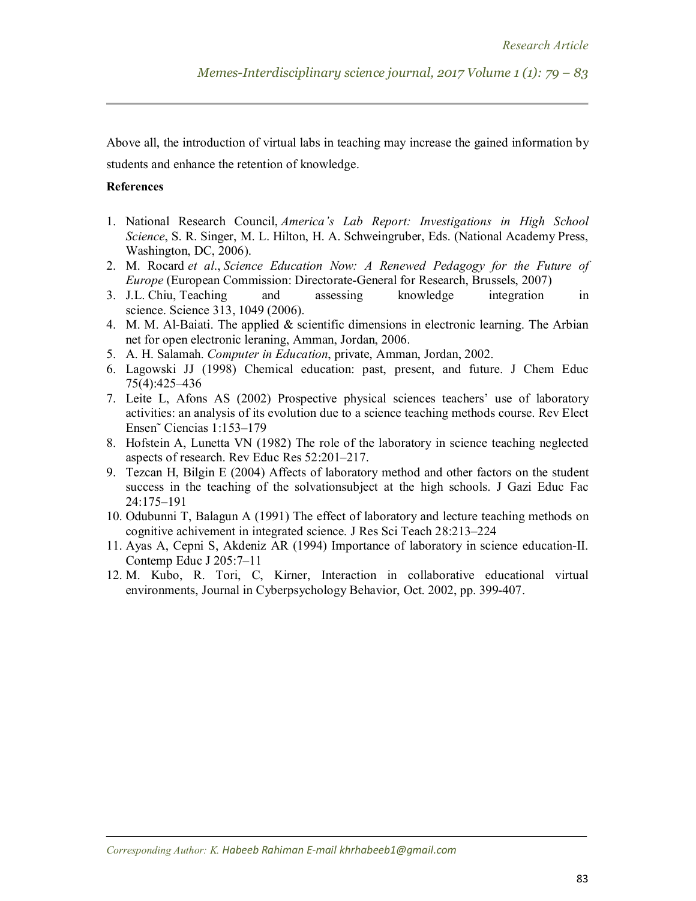Above all, the introduction of virtual labs in teaching may increase the gained information by students and enhance the retention of knowledge.

**References**

1. National Research Council, *America's Lab Report: Investigations in High School Science*, S. R. Singer, M. L. Hilton, H. A. Schweingruber, Eds. (National Academy Press, Washington, DC, 2006).
2. M. Rocard *et al.*, *Science Education Now: A Renewed Pedagogy for the Future of Europe* (European Commission: Directorate-General for Research, Brussels, 2007)
3. J.L. Chiu, Teaching and assessing knowledge integration in science. Science 313, 1049 (2006).
4. M. M. Al-Baiati. The applied & scientific dimensions in electronic learning. The Arbian net for open electronic leraning, Amman, Jordan, 2006.
5. A. H. Salamah. *Computer in Education*, private, Amman, Jordan, 2002.
6. Lagowski JJ (1998) Chemical education: past, present, and future. J Chem Educ 75(4):425–436
7. Leite L, Afons AS (2002) Prospective physical sciences teachers' use of laboratory activities: an analysis of its evolution due to a science teaching methods course. Rev Elect Ensen˜ Ciencias 1:153–179
8. Hofstein A, Lunetta VN (1982) The role of the laboratory in science teaching neglected aspects of research. Rev Educ Res 52:201–217.
9. Tezcan H, Bilgin E (2004) Affects of laboratory method and other factors on the student success in the teaching of the solvationsubject at the high schools. J Gazi Educ Fac 24:175–191
10. Odubunni T, Balagun A (1991) The effect of laboratory and lecture teaching methods on cognitive achivement in integrated science. J Res Sci Teach 28:213–224
11. Ayas A, Cepni S, Akdeniz AR (1994) Importance of laboratory in science education-II. Contemp Educ J 205:7–11
12. M. Kubo, R. Tori, C, Kirner, Interaction in collaborative educational virtual environments, Journal in Cyberpsychology Behavior, Oct. 2002, pp. 399-407.

*Corresponding Author: K. Habeeb Rahiman E-mail khrhabeeb1@gmail.com*